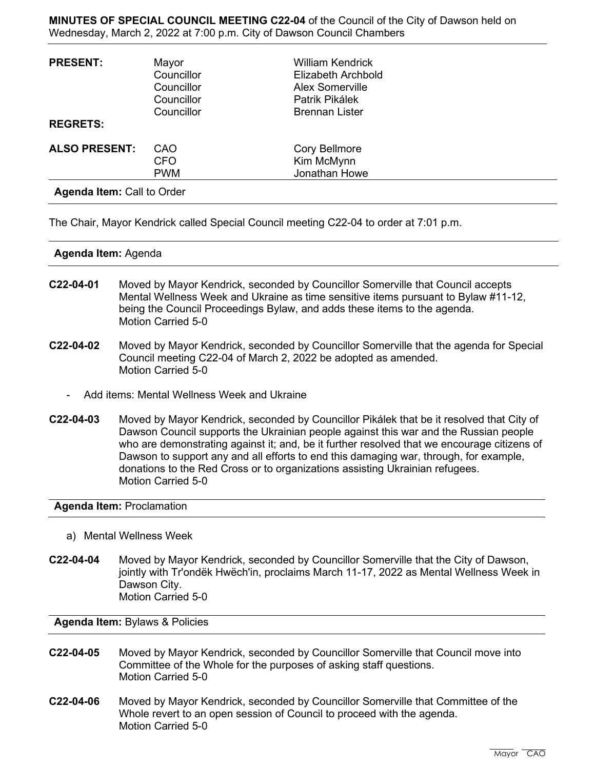**MINUTES OF SPECIAL COUNCIL MEETING C22-04** of the Council of the City of Dawson held on Wednesday, March 2, 2022 at 7:00 p.m. City of Dawson Council Chambers

| | | |
|---|---|---|
| **PRESENT:** | Mayor | William Kendrick |
| | Councillor | Elizabeth Archbold |
| | Councillor | Alex Somerville |
| | Councillor | Patrik Pikálek |
| | Councillor | Brennan Lister |
| **REGRETS:** | | |
| **ALSO PRESENT:** | CAO | Cory Bellmore |
| | CFO | Kim McMynn |
| | PWM | Jonathan Howe |

**Agenda Item:** Call to Order

The Chair, Mayor Kendrick called Special Council meeting C22-04 to order at 7:01 p.m.

**Agenda Item:** Agenda

**C22-04-01** Moved by Mayor Kendrick, seconded by Councillor Somerville that Council accepts Mental Wellness Week and Ukraine as time sensitive items pursuant to Bylaw #11-12, being the Council Proceedings Bylaw, and adds these items to the agenda.
Motion Carried 5-0

**C22-04-02** Moved by Mayor Kendrick, seconded by Councillor Somerville that the agenda for Special Council meeting C22-04 of March 2, 2022 be adopted as amended.
Motion Carried 5-0

- Add items: Mental Wellness Week and Ukraine

**C22-04-03** Moved by Mayor Kendrick, seconded by Councillor Pikálek that be it resolved that City of Dawson Council supports the Ukrainian people against this war and the Russian people who are demonstrating against it; and, be it further resolved that we encourage citizens of Dawson to support any and all efforts to end this damaging war, through, for example, donations to the Red Cross or to organizations assisting Ukrainian refugees.
Motion Carried 5-0

**Agenda Item:** Proclamation

a) Mental Wellness Week

**C22-04-04** Moved by Mayor Kendrick, seconded by Councillor Somerville that the City of Dawson, jointly with Tr'ondëk Hwëch'in, proclaims March 11-17, 2022 as Mental Wellness Week in Dawson City.
Motion Carried 5-0

**Agenda Item:** Bylaws & Policies

**C22-04-05** Moved by Mayor Kendrick, seconded by Councillor Somerville that Council move into Committee of the Whole for the purposes of asking staff questions.
Motion Carried 5-0

**C22-04-06** Moved by Mayor Kendrick, seconded by Councillor Somerville that Committee of the Whole revert to an open session of Council to proceed with the agenda.
Motion Carried 5-0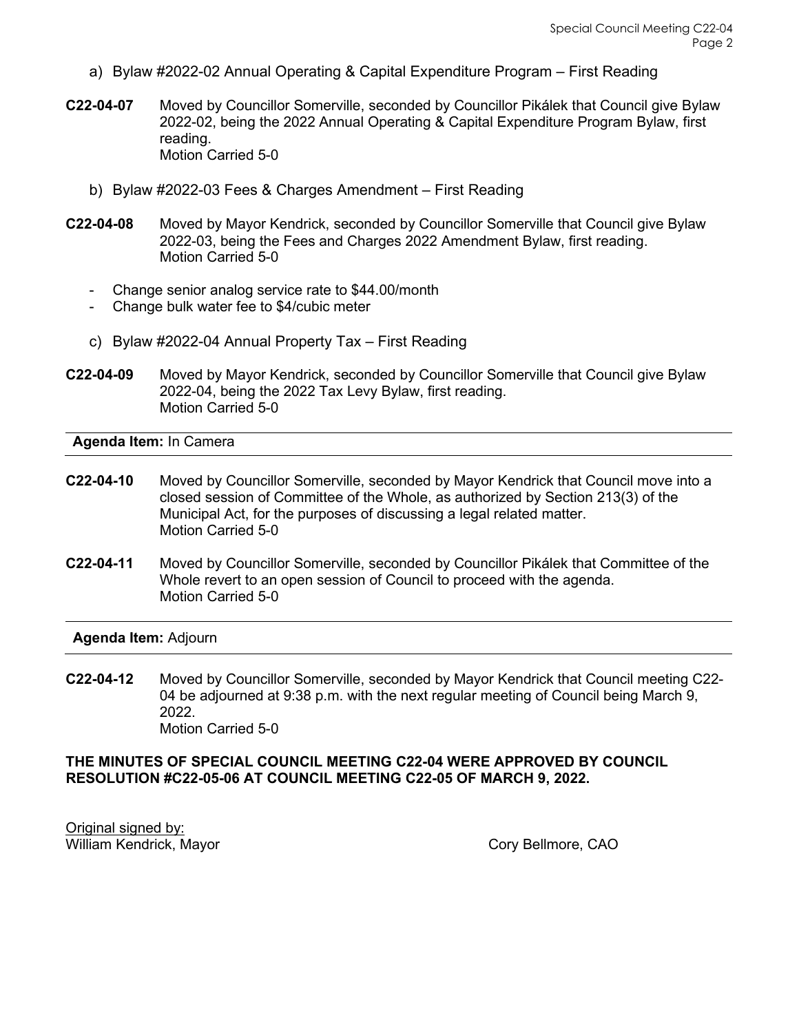a) Bylaw #2022-02 Annual Operating & Capital Expenditure Program – First Reading

**C22-04-07** Moved by Councillor Somerville, seconded by Councillor Pikálek that Council give Bylaw 2022-02, being the 2022 Annual Operating & Capital Expenditure Program Bylaw, first reading.
Motion Carried 5-0

b) Bylaw #2022-03 Fees & Charges Amendment – First Reading

**C22-04-08** Moved by Mayor Kendrick, seconded by Councillor Somerville that Council give Bylaw 2022-03, being the Fees and Charges 2022 Amendment Bylaw, first reading.
Motion Carried 5-0

- Change senior analog service rate to $44.00/month
- Change bulk water fee to $4/cubic meter

c) Bylaw #2022-04 Annual Property Tax – First Reading

**C22-04-09** Moved by Mayor Kendrick, seconded by Councillor Somerville that Council give Bylaw 2022-04, being the 2022 Tax Levy Bylaw, first reading.
Motion Carried 5-0

**Agenda Item:** In Camera

**C22-04-10** Moved by Councillor Somerville, seconded by Mayor Kendrick that Council move into a closed session of Committee of the Whole, as authorized by Section 213(3) of the Municipal Act, for the purposes of discussing a legal related matter.
Motion Carried 5-0

**C22-04-11** Moved by Councillor Somerville, seconded by Councillor Pikálek that Committee of the Whole revert to an open session of Council to proceed with the agenda.
Motion Carried 5-0

**Agenda Item:** Adjourn

**C22-04-12** Moved by Councillor Somerville, seconded by Mayor Kendrick that Council meeting C22-04 be adjourned at 9:38 p.m. with the next regular meeting of Council being March 9, 2022.
Motion Carried 5-0

**THE MINUTES OF SPECIAL COUNCIL MEETING C22-04 WERE APPROVED BY COUNCIL RESOLUTION #C22-05-06 AT COUNCIL MEETING C22-05 OF MARCH 9, 2022.**

Original signed by:
William Kendrick, Mayor

Cory Bellmore, CAO